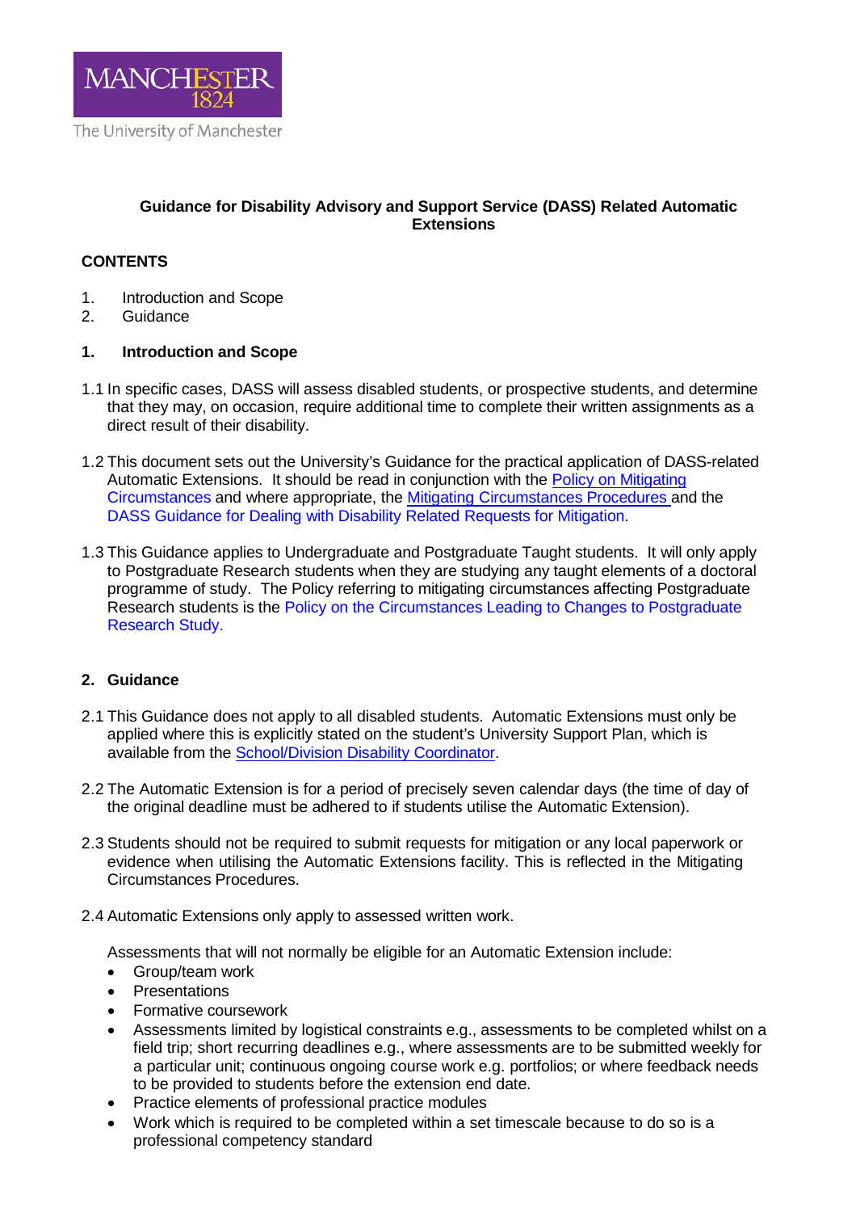MANCHESTER 1824

The University of Manchester

# Guidance for Disability Advisory and Support Service (DASS) Related Automatic Extensions

## CONTENTS

1. Introduction and Scope
2. Guidance

## 1. Introduction and Scope

1.1 In specific cases, DASS will assess disabled students, or prospective students, and determine that they may, on occasion, require additional time to complete their written assignments as a direct result of their disability.

1.2 This document sets out the University's Guidance for the practical application of DASS-related Automatic Extensions. It should be read in conjunction with the Policy on Mitigating Circumstances and where appropriate, the Mitigating Circumstances Procedures and the DASS Guidance for Dealing with Disability Related Requests for Mitigation.

1.3 This Guidance applies to Undergraduate and Postgraduate Taught students. It will only apply to Postgraduate Research students when they are studying any taught elements of a doctoral programme of study. The Policy referring to mitigating circumstances affecting Postgraduate Research students is the Policy on the Circumstances Leading to Changes to Postgraduate Research Study.

## 2. Guidance

2.1 This Guidance does not apply to all disabled students. Automatic Extensions must only be applied where this is explicitly stated on the student's University Support Plan, which is available from the School/Division Disability Coordinator.

2.2 The Automatic Extension is for a period of precisely seven calendar days (the time of day of the original deadline must be adhered to if students utilise the Automatic Extension).

2.3 Students should not be required to submit requests for mitigation or any local paperwork or evidence when utilising the Automatic Extensions facility. This is reflected in the Mitigating Circumstances Procedures.

2.4 Automatic Extensions only apply to assessed written work.

Assessments that will not normally be eligible for an Automatic Extension include:

- Group/team work
- Presentations
- Formative coursework
- Assessments limited by logistical constraints e.g., assessments to be completed whilst on a field trip; short recurring deadlines e.g., where assessments are to be submitted weekly for a particular unit; continuous ongoing course work e.g. portfolios; or where feedback needs to be provided to students before the extension end date.
- Practice elements of professional practice modules
- Work which is required to be completed within a set timescale because to do so is a professional competency standard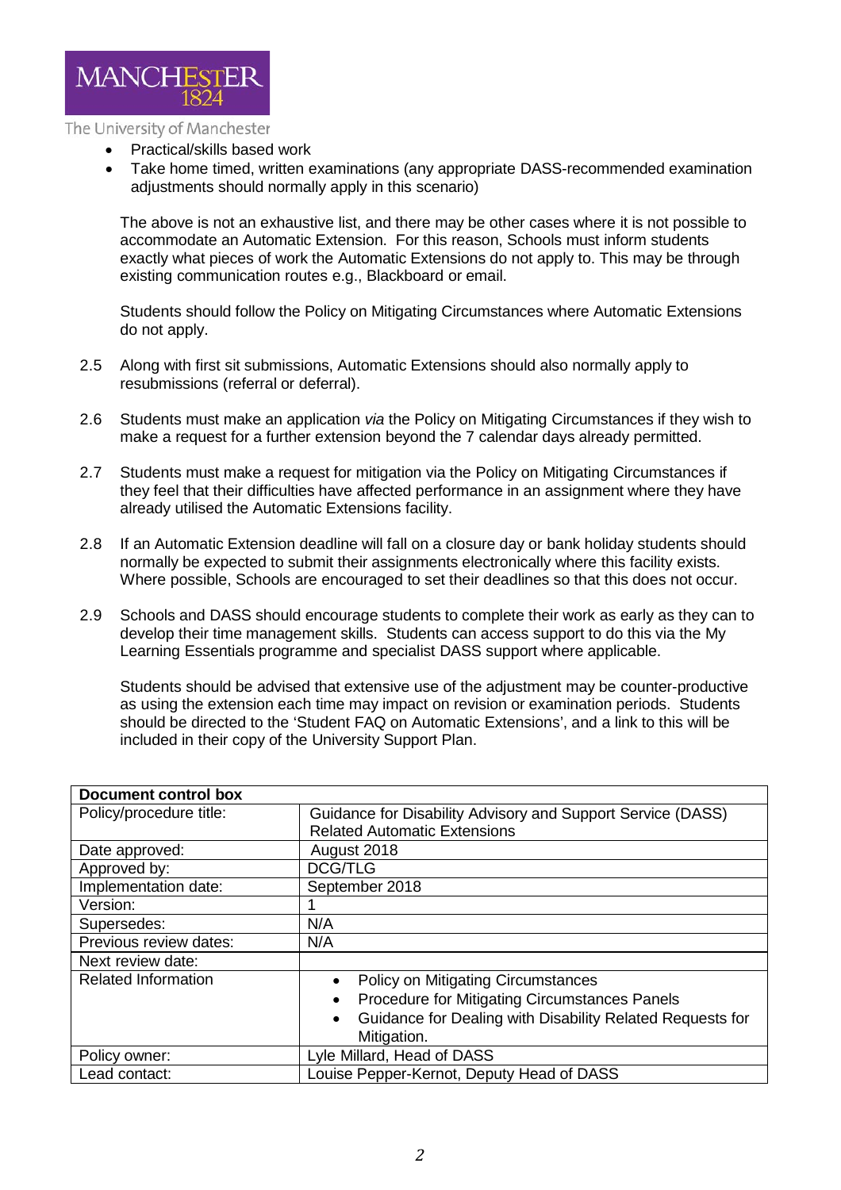- Practical/skills based work
- Take home timed, written examinations (any appropriate DASS-recommended examination adjustments should normally apply in this scenario)

The above is not an exhaustive list, and there may be other cases where it is not possible to accommodate an Automatic Extension. For this reason, Schools must inform students exactly what pieces of work the Automatic Extensions do not apply to. This may be through existing communication routes e.g., Blackboard or email.

Students should follow the Policy on Mitigating Circumstances where Automatic Extensions do not apply.

2.5 Along with first sit submissions, Automatic Extensions should also normally apply to resubmissions (referral or deferral).

2.6 Students must make an application *via* the Policy on Mitigating Circumstances if they wish to make a request for a further extension beyond the 7 calendar days already permitted.

2.7 Students must make a request for mitigation via the Policy on Mitigating Circumstances if they feel that their difficulties have affected performance in an assignment where they have already utilised the Automatic Extensions facility.

2.8 If an Automatic Extension deadline will fall on a closure day or bank holiday students should normally be expected to submit their assignments electronically where this facility exists. Where possible, Schools are encouraged to set their deadlines so that this does not occur.

2.9 Schools and DASS should encourage students to complete their work as early as they can to develop their time management skills. Students can access support to do this via the My Learning Essentials programme and specialist DASS support where applicable.

Students should be advised that extensive use of the adjustment may be counter-productive as using the extension each time may impact on revision or examination periods. Students should be directed to the 'Student FAQ on Automatic Extensions', and a link to this will be included in their copy of the University Support Plan.

| **Document control box** | |
|---|---|
| Policy/procedure title: | Guidance for Disability Advisory and Support Service (DASS) Related Automatic Extensions |
| Date approved: | August 2018 |
| Approved by: | DCG/TLG |
| Implementation date: | September 2018 |
| Version: | 1 |
| Supersedes: | N/A |
| Previous review dates: | N/A |
| Next review date: | |
| Related Information | • Policy on Mitigating Circumstances<br>• Procedure for Mitigating Circumstances Panels<br>• Guidance for Dealing with Disability Related Requests for Mitigation. |
| Policy owner: | Lyle Millard, Head of DASS |
| Lead contact: | Louise Pepper-Kernot, Deputy Head of DASS |